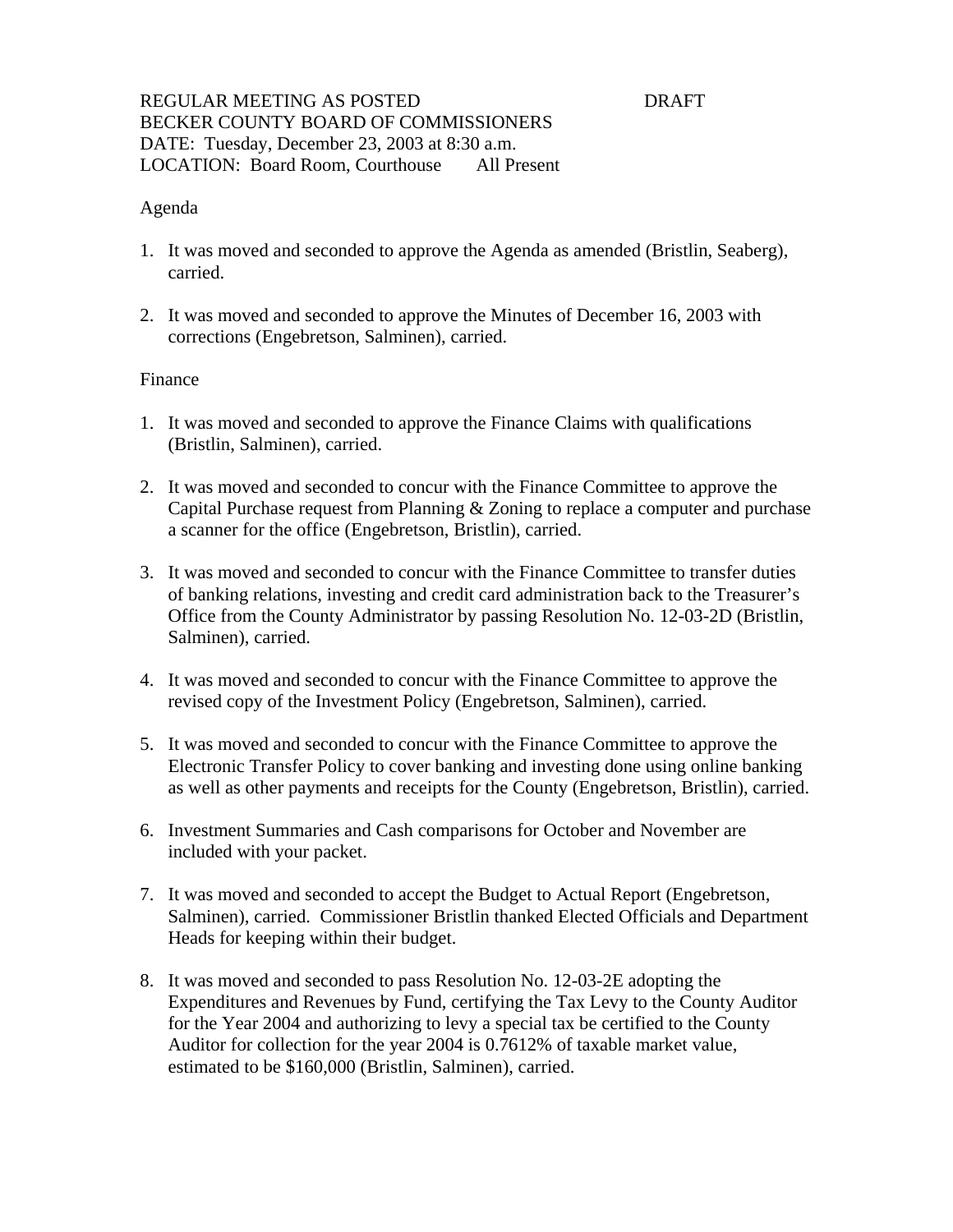REGULAR MEETING AS POSTED DRAFT
BECKER COUNTY BOARD OF COMMISSIONERS
DATE: Tuesday, December 23, 2003 at 8:30 a.m.
LOCATION: Board Room, Courthouse All Present

Agenda

1. It was moved and seconded to approve the Agenda as amended (Bristlin, Seaberg), carried.

2. It was moved and seconded to approve the Minutes of December 16, 2003 with corrections (Engebretson, Salminen), carried.

Finance

1. It was moved and seconded to approve the Finance Claims with qualifications (Bristlin, Salminen), carried.

2. It was moved and seconded to concur with the Finance Committee to approve the Capital Purchase request from Planning & Zoning to replace a computer and purchase a scanner for the office (Engebretson, Bristlin), carried.

3. It was moved and seconded to concur with the Finance Committee to transfer duties of banking relations, investing and credit card administration back to the Treasurer's Office from the County Administrator by passing Resolution No. 12-03-2D (Bristlin, Salminen), carried.

4. It was moved and seconded to concur with the Finance Committee to approve the revised copy of the Investment Policy (Engebretson, Salminen), carried.

5. It was moved and seconded to concur with the Finance Committee to approve the Electronic Transfer Policy to cover banking and investing done using online banking as well as other payments and receipts for the County (Engebretson, Bristlin), carried.

6. Investment Summaries and Cash comparisons for October and November are included with your packet.

7. It was moved and seconded to accept the Budget to Actual Report (Engebretson, Salminen), carried. Commissioner Bristlin thanked Elected Officials and Department Heads for keeping within their budget.

8. It was moved and seconded to pass Resolution No. 12-03-2E adopting the Expenditures and Revenues by Fund, certifying the Tax Levy to the County Auditor for the Year 2004 and authorizing to levy a special tax be certified to the County Auditor for collection for the year 2004 is 0.7612% of taxable market value, estimated to be $160,000 (Bristlin, Salminen), carried.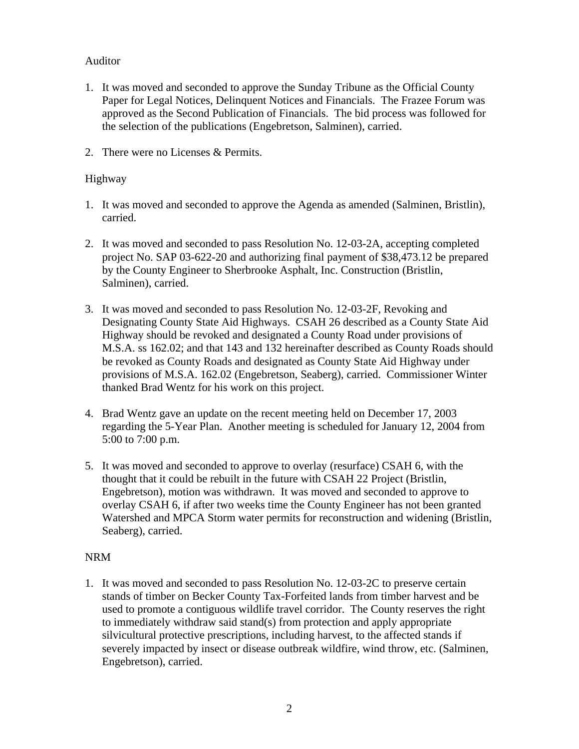Auditor

1. It was moved and seconded to approve the Sunday Tribune as the Official County Paper for Legal Notices, Delinquent Notices and Financials. The Frazee Forum was approved as the Second Publication of Financials. The bid process was followed for the selection of the publications (Engebretson, Salminen), carried.

2. There were no Licenses & Permits.

Highway

1. It was moved and seconded to approve the Agenda as amended (Salminen, Bristlin), carried.

2. It was moved and seconded to pass Resolution No. 12-03-2A, accepting completed project No. SAP 03-622-20 and authorizing final payment of $38,473.12 be prepared by the County Engineer to Sherbrooke Asphalt, Inc. Construction (Bristlin, Salminen), carried.

3. It was moved and seconded to pass Resolution No. 12-03-2F, Revoking and Designating County State Aid Highways. CSAH 26 described as a County State Aid Highway should be revoked and designated a County Road under provisions of M.S.A. ss 162.02; and that 143 and 132 hereinafter described as County Roads should be revoked as County Roads and designated as County State Aid Highway under provisions of M.S.A. 162.02 (Engebretson, Seaberg), carried. Commissioner Winter thanked Brad Wentz for his work on this project.

4. Brad Wentz gave an update on the recent meeting held on December 17, 2003 regarding the 5-Year Plan. Another meeting is scheduled for January 12, 2004 from 5:00 to 7:00 p.m.

5. It was moved and seconded to approve to overlay (resurface) CSAH 6, with the thought that it could be rebuilt in the future with CSAH 22 Project (Bristlin, Engebretson), motion was withdrawn. It was moved and seconded to approve to overlay CSAH 6, if after two weeks time the County Engineer has not been granted Watershed and MPCA Storm water permits for reconstruction and widening (Bristlin, Seaberg), carried.

NRM

1. It was moved and seconded to pass Resolution No. 12-03-2C to preserve certain stands of timber on Becker County Tax-Forfeited lands from timber harvest and be used to promote a contiguous wildlife travel corridor. The County reserves the right to immediately withdraw said stand(s) from protection and apply appropriate silvicultural protective prescriptions, including harvest, to the affected stands if severely impacted by insect or disease outbreak wildfire, wind throw, etc. (Salminen, Engebretson), carried.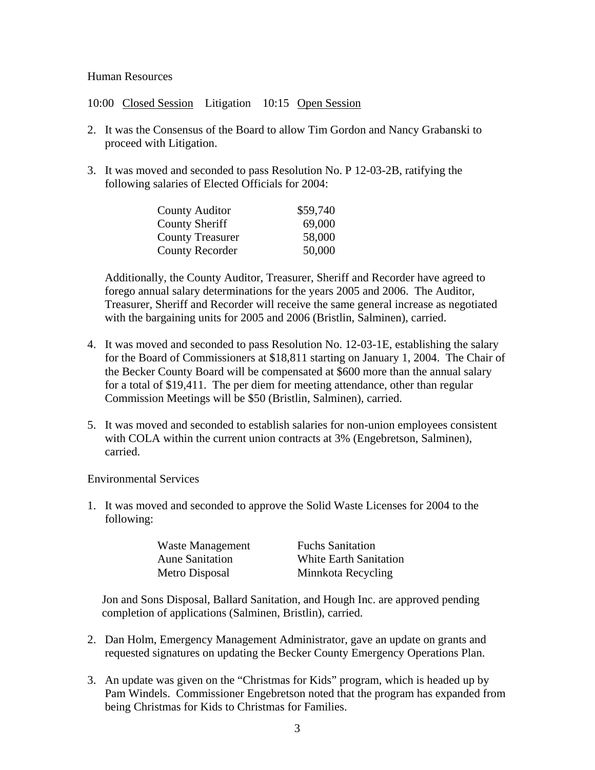Human Resources

10:00 Closed Session Litigation 10:15 Open Session

2. It was the Consensus of the Board to allow Tim Gordon and Nancy Grabanski to proceed with Litigation.

3. It was moved and seconded to pass Resolution No. P 12-03-2B, ratifying the following salaries of Elected Officials for 2004:

| | |
|---|---|
| County Auditor | $59,740 |
| County Sheriff | 69,000 |
| County Treasurer | 58,000 |
| County Recorder | 50,000 |

Additionally, the County Auditor, Treasurer, Sheriff and Recorder have agreed to forego annual salary determinations for the years 2005 and 2006. The Auditor, Treasurer, Sheriff and Recorder will receive the same general increase as negotiated with the bargaining units for 2005 and 2006 (Bristlin, Salminen), carried.

4. It was moved and seconded to pass Resolution No. 12-03-1E, establishing the salary for the Board of Commissioners at $18,811 starting on January 1, 2004. The Chair of the Becker County Board will be compensated at $600 more than the annual salary for a total of $19,411. The per diem for meeting attendance, other than regular Commission Meetings will be $50 (Bristlin, Salminen), carried.

5. It was moved and seconded to establish salaries for non-union employees consistent with COLA within the current union contracts at 3% (Engebretson, Salminen), carried.

Environmental Services

1. It was moved and seconded to approve the Solid Waste Licenses for 2004 to the following:

| | |
|---|---|
| Waste Management | Fuchs Sanitation |
| Aune Sanitation | White Earth Sanitation |
| Metro Disposal | Minnkota Recycling |

Jon and Sons Disposal, Ballard Sanitation, and Hough Inc. are approved pending completion of applications (Salminen, Bristlin), carried.

2. Dan Holm, Emergency Management Administrator, gave an update on grants and requested signatures on updating the Becker County Emergency Operations Plan.

3. An update was given on the "Christmas for Kids" program, which is headed up by Pam Windels. Commissioner Engebretson noted that the program has expanded from being Christmas for Kids to Christmas for Families.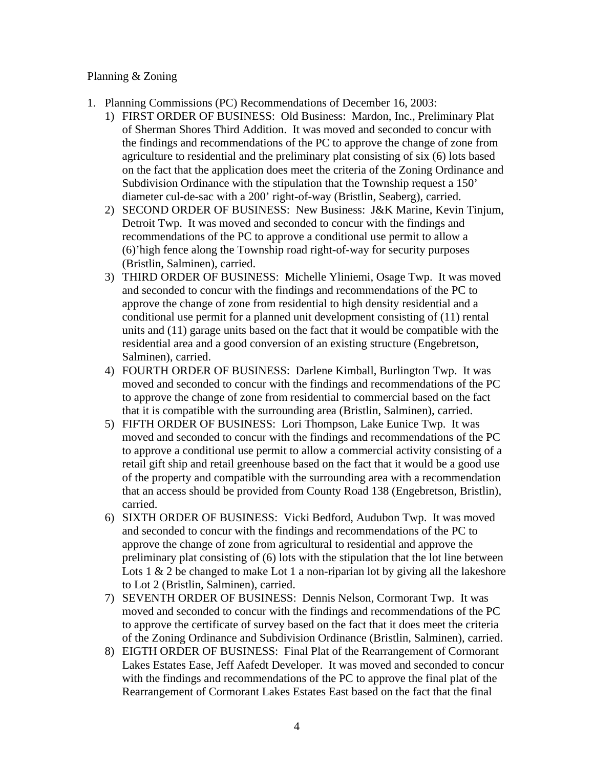Planning & Zoning

1. Planning Commissions (PC) Recommendations of December 16, 2003:
   1) FIRST ORDER OF BUSINESS: Old Business: Mardon, Inc., Preliminary Plat of Sherman Shores Third Addition. It was moved and seconded to concur with the findings and recommendations of the PC to approve the change of zone from agriculture to residential and the preliminary plat consisting of six (6) lots based on the fact that the application does meet the criteria of the Zoning Ordinance and Subdivision Ordinance with the stipulation that the Township request a 150' diameter cul-de-sac with a 200' right-of-way (Bristlin, Seaberg), carried.
   2) SECOND ORDER OF BUSINESS: New Business: J&K Marine, Kevin Tinjum, Detroit Twp. It was moved and seconded to concur with the findings and recommendations of the PC to approve a conditional use permit to allow a (6)'high fence along the Township road right-of-way for security purposes (Bristlin, Salminen), carried.
   3) THIRD ORDER OF BUSINESS: Michelle Yliniemi, Osage Twp. It was moved and seconded to concur with the findings and recommendations of the PC to approve the change of zone from residential to high density residential and a conditional use permit for a planned unit development consisting of (11) rental units and (11) garage units based on the fact that it would be compatible with the residential area and a good conversion of an existing structure (Engebretson, Salminen), carried.
   4) FOURTH ORDER OF BUSINESS: Darlene Kimball, Burlington Twp. It was moved and seconded to concur with the findings and recommendations of the PC to approve the change of zone from residential to commercial based on the fact that it is compatible with the surrounding area (Bristlin, Salminen), carried.
   5) FIFTH ORDER OF BUSINESS: Lori Thompson, Lake Eunice Twp. It was moved and seconded to concur with the findings and recommendations of the PC to approve a conditional use permit to allow a commercial activity consisting of a retail gift ship and retail greenhouse based on the fact that it would be a good use of the property and compatible with the surrounding area with a recommendation that an access should be provided from County Road 138 (Engebretson, Bristlin), carried.
   6) SIXTH ORDER OF BUSINESS: Vicki Bedford, Audubon Twp. It was moved and seconded to concur with the findings and recommendations of the PC to approve the change of zone from agricultural to residential and approve the preliminary plat consisting of (6) lots with the stipulation that the lot line between Lots 1 & 2 be changed to make Lot 1 a non-riparian lot by giving all the lakeshore to Lot 2 (Bristlin, Salminen), carried.
   7) SEVENTH ORDER OF BUSINESS: Dennis Nelson, Cormorant Twp. It was moved and seconded to concur with the findings and recommendations of the PC to approve the certificate of survey based on the fact that it does meet the criteria of the Zoning Ordinance and Subdivision Ordinance (Bristlin, Salminen), carried.
   8) EIGTH ORDER OF BUSINESS: Final Plat of the Rearrangement of Cormorant Lakes Estates Ease, Jeff Aafedt Developer. It was moved and seconded to concur with the findings and recommendations of the PC to approve the final plat of the Rearrangement of Cormorant Lakes Estates East based on the fact that the final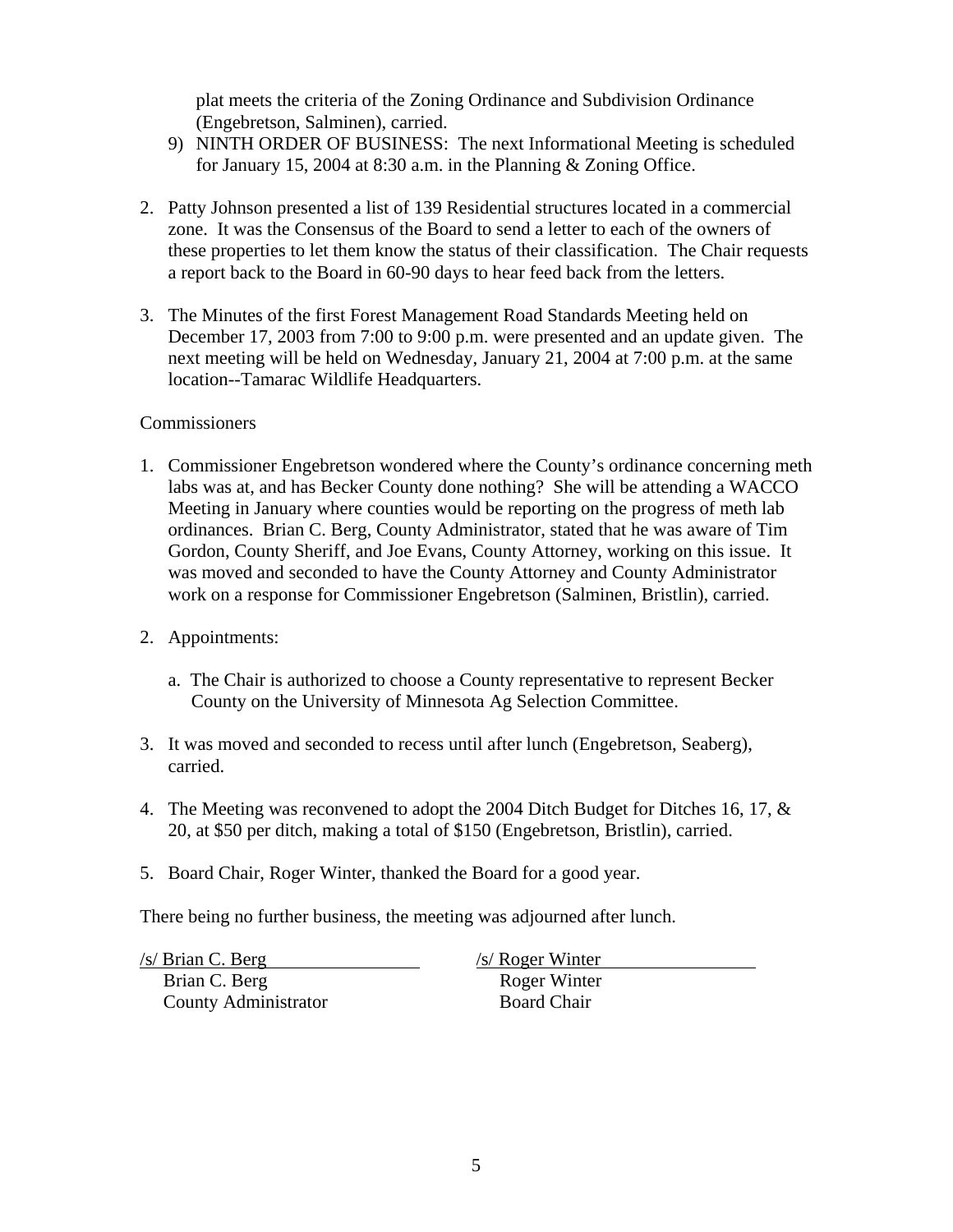plat meets the criteria of the Zoning Ordinance and Subdivision Ordinance (Engebretson, Salminen), carried.

9) NINTH ORDER OF BUSINESS: The next Informational Meeting is scheduled for January 15, 2004 at 8:30 a.m. in the Planning & Zoning Office.

2. Patty Johnson presented a list of 139 Residential structures located in a commercial zone. It was the Consensus of the Board to send a letter to each of the owners of these properties to let them know the status of their classification. The Chair requests a report back to the Board in 60-90 days to hear feed back from the letters.

3. The Minutes of the first Forest Management Road Standards Meeting held on December 17, 2003 from 7:00 to 9:00 p.m. were presented and an update given. The next meeting will be held on Wednesday, January 21, 2004 at 7:00 p.m. at the same location--Tamarac Wildlife Headquarters.

Commissioners

1. Commissioner Engebretson wondered where the County's ordinance concerning meth labs was at, and has Becker County done nothing? She will be attending a WACCO Meeting in January where counties would be reporting on the progress of meth lab ordinances. Brian C. Berg, County Administrator, stated that he was aware of Tim Gordon, County Sheriff, and Joe Evans, County Attorney, working on this issue. It was moved and seconded to have the County Attorney and County Administrator work on a response for Commissioner Engebretson (Salminen, Bristlin), carried.

2. Appointments:

   a. The Chair is authorized to choose a County representative to represent Becker County on the University of Minnesota Ag Selection Committee.

3. It was moved and seconded to recess until after lunch (Engebretson, Seaberg), carried.

4. The Meeting was reconvened to adopt the 2004 Ditch Budget for Ditches 16, 17, & 20, at $50 per ditch, making a total of $150 (Engebretson, Bristlin), carried.

5. Board Chair, Roger Winter, thanked the Board for a good year.

There being no further business, the meeting was adjourned after lunch.

| | |
|---|---|
| /s/ Brian C. Berg | /s/ Roger Winter |
| Brian C. Berg | Roger Winter |
| County Administrator | Board Chair |